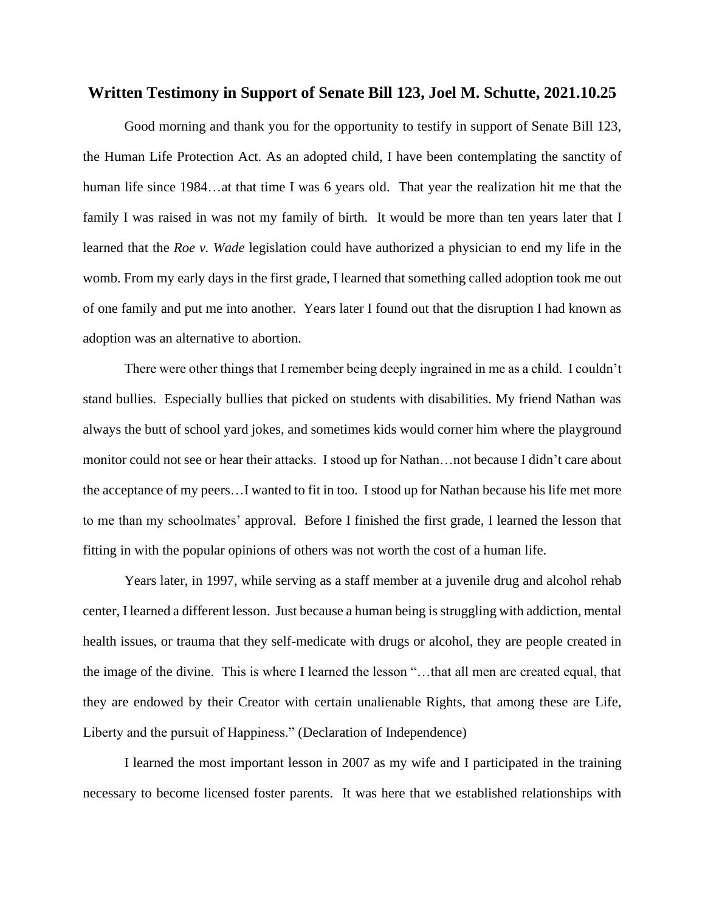# Written Testimony in Support of Senate Bill 123, Joel M. Schutte, 2021.10.25

Good morning and thank you for the opportunity to testify in support of Senate Bill 123, the Human Life Protection Act. As an adopted child, I have been contemplating the sanctity of human life since 1984…at that time I was 6 years old. That year the realization hit me that the family I was raised in was not my family of birth. It would be more than ten years later that I learned that the *Roe v. Wade* legislation could have authorized a physician to end my life in the womb. From my early days in the first grade, I learned that something called adoption took me out of one family and put me into another. Years later I found out that the disruption I had known as adoption was an alternative to abortion.

There were other things that I remember being deeply ingrained in me as a child. I couldn't stand bullies. Especially bullies that picked on students with disabilities. My friend Nathan was always the butt of school yard jokes, and sometimes kids would corner him where the playground monitor could not see or hear their attacks. I stood up for Nathan…not because I didn't care about the acceptance of my peers…I wanted to fit in too. I stood up for Nathan because his life met more to me than my schoolmates' approval. Before I finished the first grade, I learned the lesson that fitting in with the popular opinions of others was not worth the cost of a human life.

Years later, in 1997, while serving as a staff member at a juvenile drug and alcohol rehab center, I learned a different lesson. Just because a human being is struggling with addiction, mental health issues, or trauma that they self-medicate with drugs or alcohol, they are people created in the image of the divine. This is where I learned the lesson "…that all men are created equal, that they are endowed by their Creator with certain unalienable Rights, that among these are Life, Liberty and the pursuit of Happiness." (Declaration of Independence)

I learned the most important lesson in 2007 as my wife and I participated in the training necessary to become licensed foster parents. It was here that we established relationships with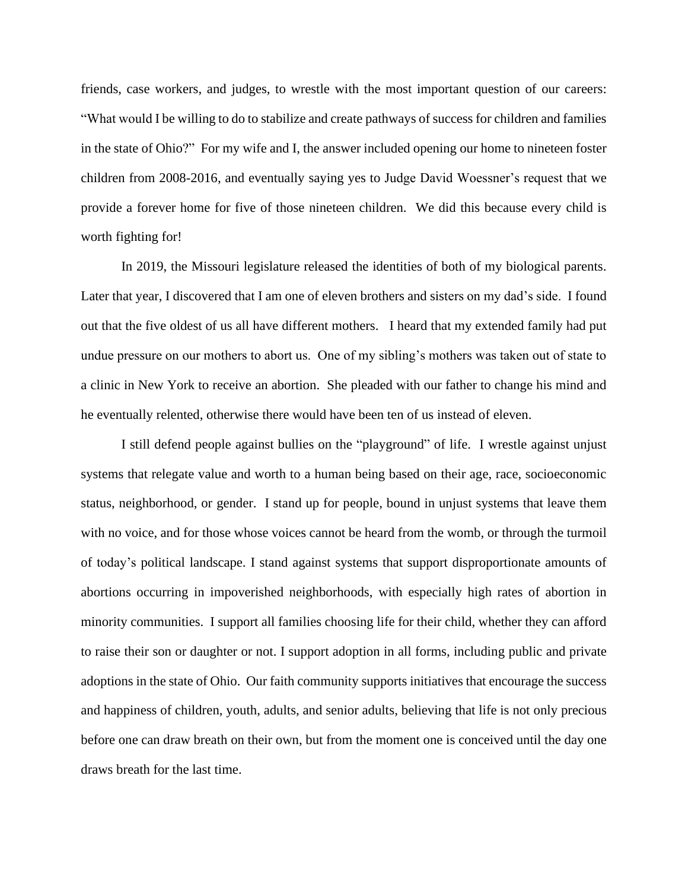friends, case workers, and judges, to wrestle with the most important question of our careers: "What would I be willing to do to stabilize and create pathways of success for children and families in the state of Ohio?" For my wife and I, the answer included opening our home to nineteen foster children from 2008-2016, and eventually saying yes to Judge David Woessner's request that we provide a forever home for five of those nineteen children. We did this because every child is worth fighting for!

In 2019, the Missouri legislature released the identities of both of my biological parents. Later that year, I discovered that I am one of eleven brothers and sisters on my dad's side. I found out that the five oldest of us all have different mothers. I heard that my extended family had put undue pressure on our mothers to abort us. One of my sibling's mothers was taken out of state to a clinic in New York to receive an abortion. She pleaded with our father to change his mind and he eventually relented, otherwise there would have been ten of us instead of eleven.

I still defend people against bullies on the "playground" of life. I wrestle against unjust systems that relegate value and worth to a human being based on their age, race, socioeconomic status, neighborhood, or gender. I stand up for people, bound in unjust systems that leave them with no voice, and for those whose voices cannot be heard from the womb, or through the turmoil of today's political landscape. I stand against systems that support disproportionate amounts of abortions occurring in impoverished neighborhoods, with especially high rates of abortion in minority communities. I support all families choosing life for their child, whether they can afford to raise their son or daughter or not. I support adoption in all forms, including public and private adoptions in the state of Ohio. Our faith community supports initiatives that encourage the success and happiness of children, youth, adults, and senior adults, believing that life is not only precious before one can draw breath on their own, but from the moment one is conceived until the day one draws breath for the last time.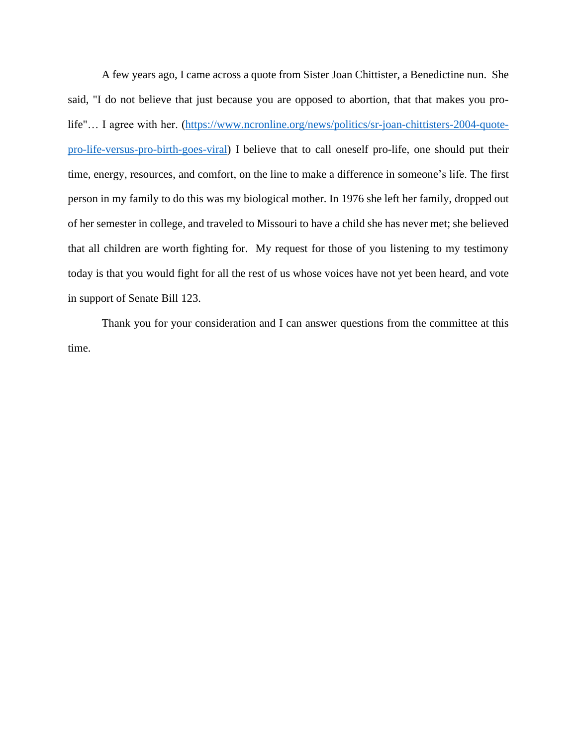A few years ago, I came across a quote from Sister Joan Chittister, a Benedictine nun. She said, "I do not believe that just because you are opposed to abortion, that that makes you pro-life"… I agree with her. ([https://www.ncronline.org/news/politics/sr-joan-chittisters-2004-quote-pro-life-versus-pro-birth-goes-viral](https://www.ncronline.org/news/politics/sr-joan-chittisters-2004-quote-pro-life-versus-pro-birth-goes-viral)) I believe that to call oneself pro-life, one should put their time, energy, resources, and comfort, on the line to make a difference in someone's life. The first person in my family to do this was my biological mother. In 1976 she left her family, dropped out of her semester in college, and traveled to Missouri to have a child she has never met; she believed that all children are worth fighting for. My request for those of you listening to my testimony today is that you would fight for all the rest of us whose voices have not yet been heard, and vote in support of Senate Bill 123.

Thank you for your consideration and I can answer questions from the committee at this time.